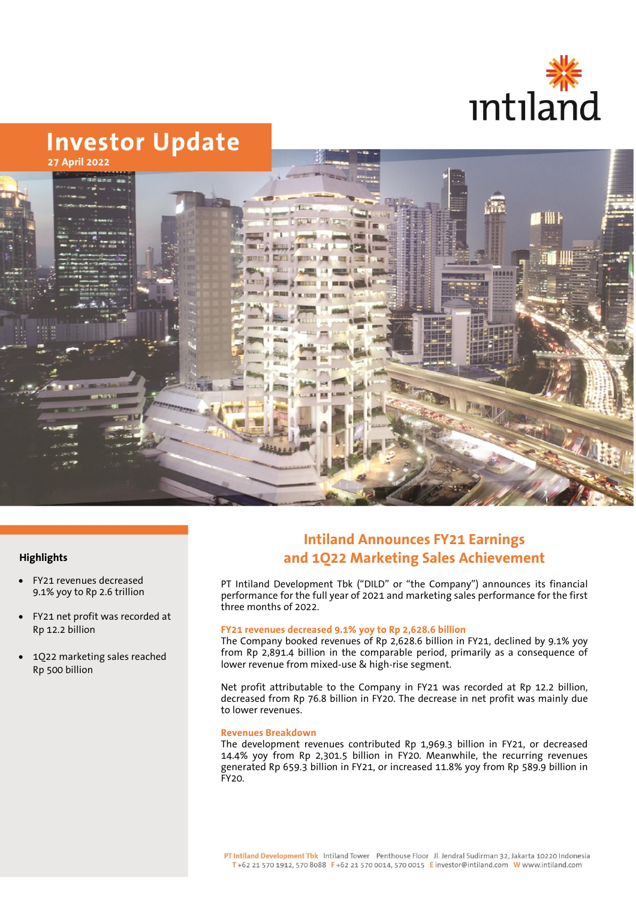intiland

# Investor Update

**27 April 2022**

### Highlights

- FY21 revenues decreased 9.1% yoy to Rp 2.6 trillion
- FY21 net profit was recorded at Rp 12.2 billion
- 1Q22 marketing sales reached Rp 500 billion

## Intiland Announces FY21 Earnings and 1Q22 Marketing Sales Achievement

PT Intiland Development Tbk ("DILD" or "the Company") announces its financial performance for the full year of 2021 and marketing sales performance for the first three months of 2022.

**FY21 revenues decreased 9.1% yoy to Rp 2,628.6 billion**

The Company booked revenues of Rp 2,628.6 billion in FY21, declined by 9.1% yoy from Rp 2,891.4 billion in the comparable period, primarily as a consequence of lower revenue from mixed-use & high-rise segment.

Net profit attributable to the Company in FY21 was recorded at Rp 12.2 billion, decreased from Rp 76.8 billion in FY20. The decrease in net profit was mainly due to lower revenues.

**Revenues Breakdown**

The development revenues contributed Rp 1,969.3 billion in FY21, or decreased 14.4% yoy from Rp 2,301.5 billion in FY20. Meanwhile, the recurring revenues generated Rp 659.3 billion in FY21, or increased 11.8% yoy from Rp 589.9 billion in FY20.

PT Intiland Development Tbk Intiland Tower Penthouse Floor Jl. Jendral Sudirman 32, Jakarta 10220 Indonesia
T +62 21 570 1912, 570 8088 F +62 21 570 0014, 570 0015 E investor@intiland.com W www.intiland.com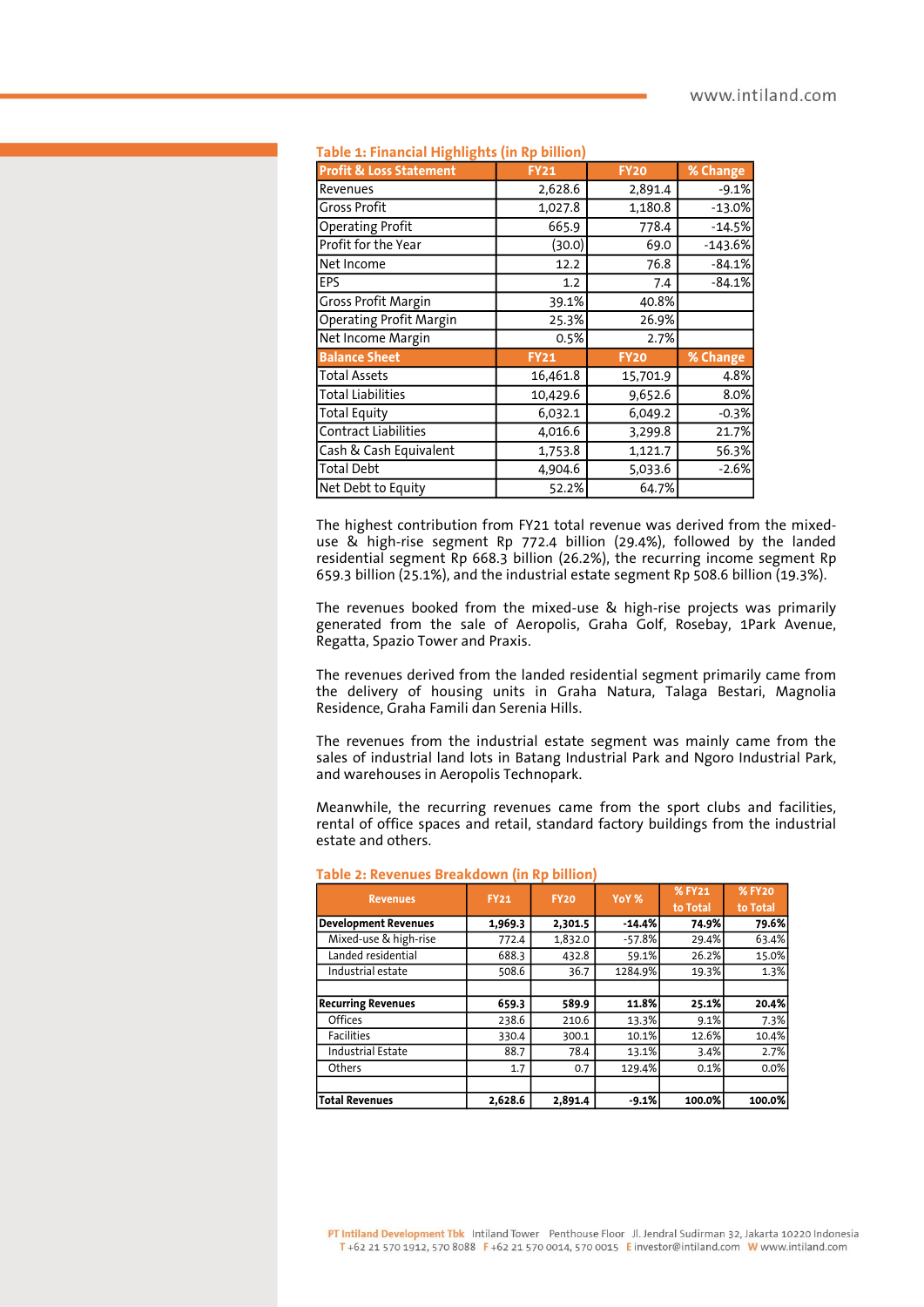**Table 1: Financial Highlights (in Rp billion)**

| Profit & Loss Statement | FY21 | FY20 | % Change |
|---|---|---|---|
| Revenues | 2,628.6 | 2,891.4 | -9.1% |
| Gross Profit | 1,027.8 | 1,180.8 | -13.0% |
| Operating Profit | 665.9 | 778.4 | -14.5% |
| Profit for the Year | (30.0) | 69.0 | -143.6% |
| Net Income | 12.2 | 76.8 | -84.1% |
| EPS | 1.2 | 7.4 | -84.1% |
| Gross Profit Margin | 39.1% | 40.8% | |
| Operating Profit Margin | 25.3% | 26.9% | |
| Net Income Margin | 0.5% | 2.7% | |
| **Balance Sheet** | **FY21** | **FY20** | **% Change** |
| Total Assets | 16,461.8 | 15,701.9 | 4.8% |
| Total Liabilities | 10,429.6 | 9,652.6 | 8.0% |
| Total Equity | 6,032.1 | 6,049.2 | -0.3% |
| Contract Liabilities | 4,016.6 | 3,299.8 | 21.7% |
| Cash & Cash Equivalent | 1,753.8 | 1,121.7 | 56.3% |
| Total Debt | 4,904.6 | 5,033.6 | -2.6% |
| Net Debt to Equity | 52.2% | 64.7% | |

The highest contribution from FY21 total revenue was derived from the mixed-use & high-rise segment Rp 772.4 billion (29.4%), followed by the landed residential segment Rp 668.3 billion (26.2%), the recurring income segment Rp 659.3 billion (25.1%), and the industrial estate segment Rp 508.6 billion (19.3%).

The revenues booked from the mixed-use & high-rise projects was primarily generated from the sale of Aeropolis, Graha Golf, Rosebay, 1Park Avenue, Regatta, Spazio Tower and Praxis.

The revenues derived from the landed residential segment primarily came from the delivery of housing units in Graha Natura, Talaga Bestari, Magnolia Residence, Graha Famili dan Serenia Hills.

The revenues from the industrial estate segment was mainly came from the sales of industrial land lots in Batang Industrial Park and Ngoro Industrial Park, and warehouses in Aeropolis Technopark.

Meanwhile, the recurring revenues came from the sport clubs and facilities, rental of office spaces and retail, standard factory buildings from the industrial estate and others.

**Table 2: Revenues Breakdown (in Rp billion)**

| Revenues | FY21 | FY20 | YoY % | % FY21 to Total | % FY20 to Total |
|---|---|---|---|---|---|
| **Development Revenues** | **1,969.3** | **2,301.5** | **-14.4%** | **74.9%** | **79.6%** |
| Mixed-use & high-rise | 772.4 | 1,832.0 | -57.8% | 29.4% | 63.4% |
| Landed residential | 688.3 | 432.8 | 59.1% | 26.2% | 15.0% |
| Industrial estate | 508.6 | 36.7 | 1284.9% | 19.3% | 1.3% |
| | | | | | |
| **Recurring Revenues** | **659.3** | **589.9** | **11.8%** | **25.1%** | **20.4%** |
| Offices | 238.6 | 210.6 | 13.3% | 9.1% | 7.3% |
| Facilities | 330.4 | 300.1 | 10.1% | 12.6% | 10.4% |
| Industrial Estate | 88.7 | 78.4 | 13.1% | 3.4% | 2.7% |
| Others | 1.7 | 0.7 | 129.4% | 0.1% | 0.0% |
| | | | | | |
| **Total Revenues** | **2,628.6** | **2,891.4** | **-9.1%** | **100.0%** | **100.0%** |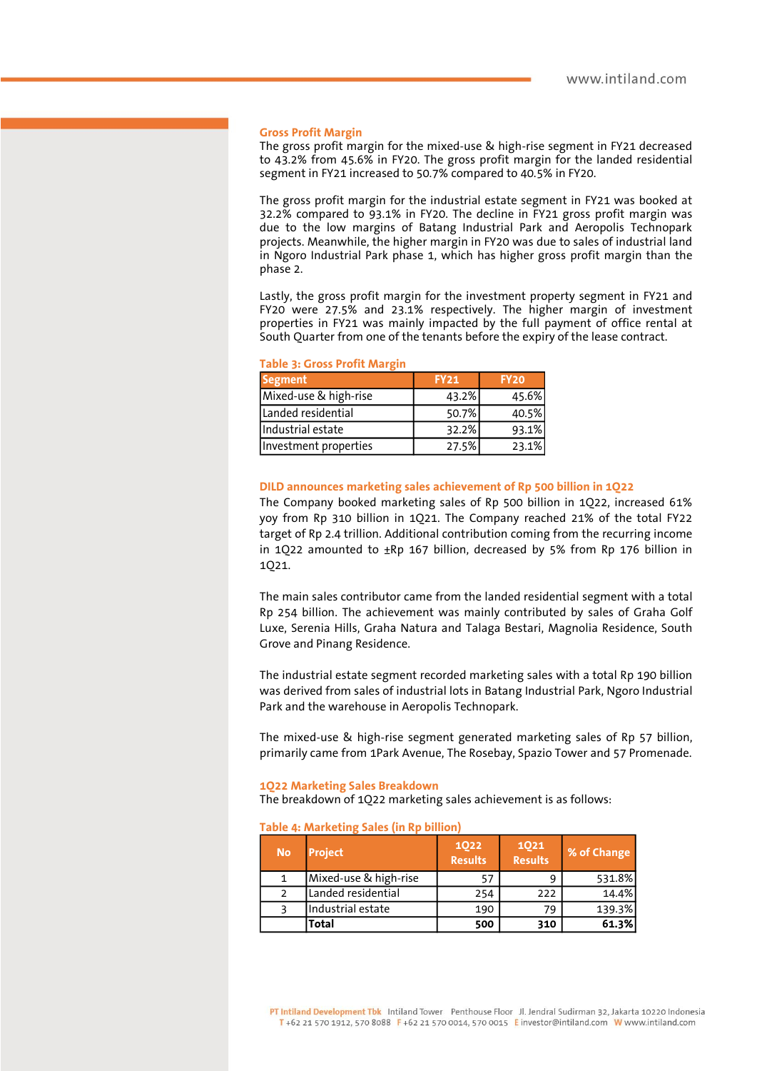## Gross Profit Margin

The gross profit margin for the mixed-use & high-rise segment in FY21 decreased to 43.2% from 45.6% in FY20. The gross profit margin for the landed residential segment in FY21 increased to 50.7% compared to 40.5% in FY20.

The gross profit margin for the industrial estate segment in FY21 was booked at 32.2% compared to 93.1% in FY20. The decline in FY21 gross profit margin was due to the low margins of Batang Industrial Park and Aeropolis Technopark projects. Meanwhile, the higher margin in FY20 was due to sales of industrial land in Ngoro Industrial Park phase 1, which has higher gross profit margin than the phase 2.

Lastly, the gross profit margin for the investment property segment in FY21 and FY20 were 27.5% and 23.1% respectively. The higher margin of investment properties in FY21 was mainly impacted by the full payment of office rental at South Quarter from one of the tenants before the expiry of the lease contract.

**Table 3: Gross Profit Margin**

| Segment | FY21 | FY20 |
|---|---|---|
| Mixed-use & high-rise | 43.2% | 45.6% |
| Landed residential | 50.7% | 40.5% |
| Industrial estate | 32.2% | 93.1% |
| Investment properties | 27.5% | 23.1% |

## DILD announces marketing sales achievement of Rp 500 billion in 1Q22

The Company booked marketing sales of Rp 500 billion in 1Q22, increased 61% yoy from Rp 310 billion in 1Q21. The Company reached 21% of the total FY22 target of Rp 2.4 trillion. Additional contribution coming from the recurring income in 1Q22 amounted to ±Rp 167 billion, decreased by 5% from Rp 176 billion in 1Q21.

The main sales contributor came from the landed residential segment with a total Rp 254 billion. The achievement was mainly contributed by sales of Graha Golf Luxe, Serenia Hills, Graha Natura and Talaga Bestari, Magnolia Residence, South Grove and Pinang Residence.

The industrial estate segment recorded marketing sales with a total Rp 190 billion was derived from sales of industrial lots in Batang Industrial Park, Ngoro Industrial Park and the warehouse in Aeropolis Technopark.

The mixed-use & high-rise segment generated marketing sales of Rp 57 billion, primarily came from 1Park Avenue, The Rosebay, Spazio Tower and 57 Promenade.

## 1Q22 Marketing Sales Breakdown

The breakdown of 1Q22 marketing sales achievement is as follows:

**Table 4: Marketing Sales (in Rp billion)**

| No | Project | 1Q22 Results | 1Q21 Results | % of Change |
|---|---|---|---|---|
| 1 | Mixed-use & high-rise | 57 | 9 | 531.8% |
| 2 | Landed residential | 254 | 222 | 14.4% |
| 3 | Industrial estate | 190 | 79 | 139.3% |
| | **Total** | **500** | **310** | **61.3%** |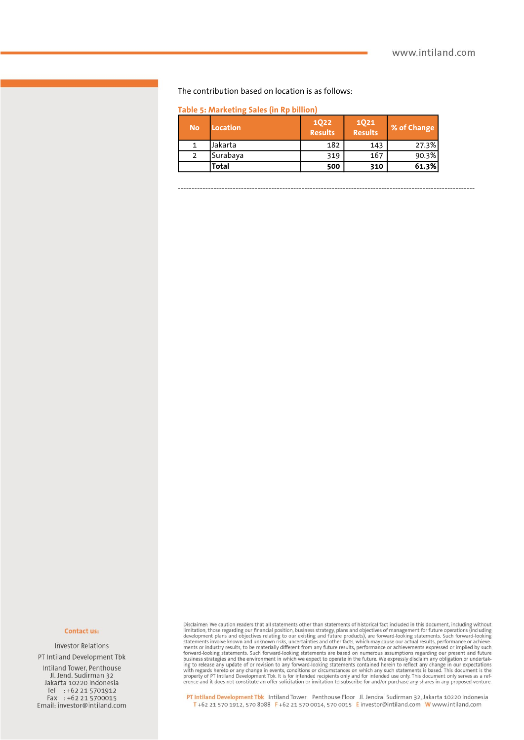The contribution based on location is as follows:

**Table 5: Marketing Sales (in Rp billion)**

| No | Location | 1Q22 Results | 1Q21 Results | % of Change |
|---|---|---|---|---|
| 1 | Jakarta | 182 | 143 | 27.3% |
| 2 | Surabaya | 319 | 167 | 90.3% |
| | **Total** | **500** | **310** | **61.3%** |

---

**Contact us:**

Investor Relations

PT Intiland Development Tbk

Intiland Tower, Penthouse
Jl. Jend. Sudirman 32
Jakarta 10220 Indonesia
Tel : +62 21 5701912
Fax : +62 21 5700015
Email: investor@intiland.com

Disclaimer: We caution readers that all statements other than statements of historical fact included in this document, including without limitation, those regarding our financial position, business strategy, plans and objectives of management for future operations (including development plans and objectives relating to our existing and future products), are forward-looking statements. Such forward-looking statements involve known and unknown risks, uncertainties and other facts, which may cause our actual results, performance or achievements or industry results, to be materially different from any future results, performance or achievements expressed or implied by such forward-looking statements. Such forward-looking statements are based on numerous assumptions regarding our present and future business strategies and the environment in which we expect to operate in the future. We expressly disclaim any obligation or undertaking to release any update of or revision to any forward-looking statements contained herein to reflect any change in our expectations with regards hereto or any change in events, conditions or circumstances on which any such statements is based. This document is the property of PT Intiland Development Tbk. It is for intended recipients only and for intended use only. This document only serves as a reference and it does not constitute an offer solicitation or invitation to subscribe for and/or purchase any shares in any proposed venture.

**PT Intiland Development Tbk** Intiland Tower Penthouse Floor Jl. Jendral Sudirman 32, Jakarta 10220 Indonesia
T +62 21 570 1912, 570 8088 F +62 21 570 0014, 570 0015 E investor@intiland.com W www.intiland.com